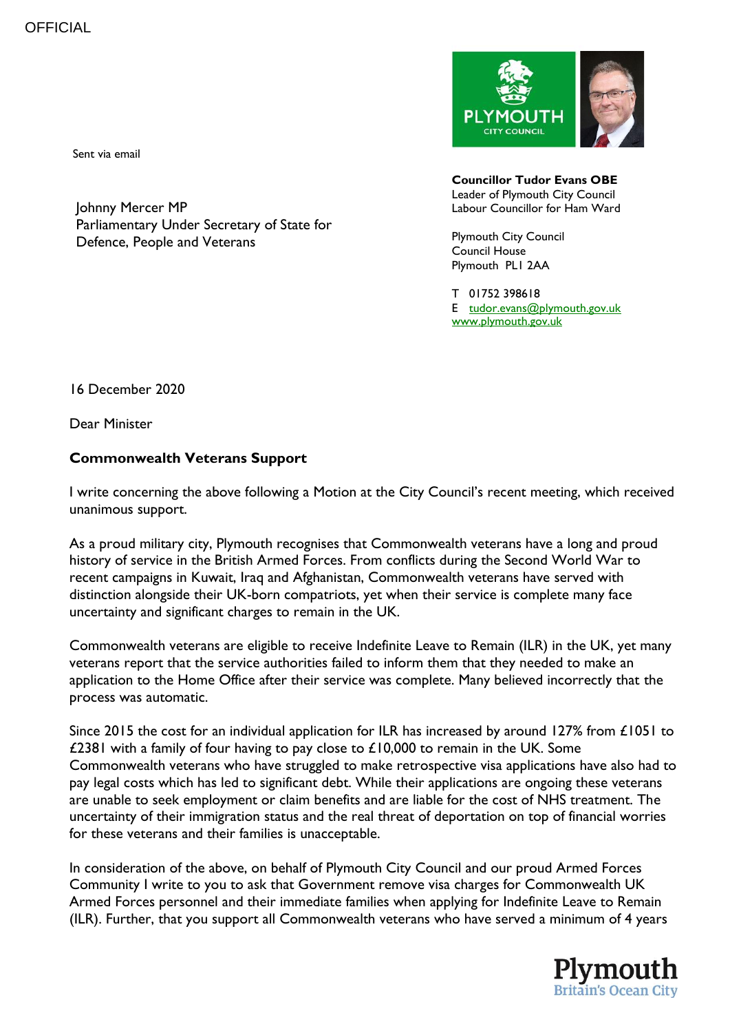OFFICIAL

Sent via email

Johnny Mercer MP
Parliamentary Under Secretary of State for
Defence, People and Veterans

**Councillor Tudor Evans OBE**
Leader of Plymouth City Council
Labour Councillor for Ham Ward

Plymouth City Council
Council House
Plymouth PL1 2AA

T 01752 398618
E tudor.evans@plymouth.gov.uk
www.plymouth.gov.uk

16 December 2020

Dear Minister

**Commonwealth Veterans Support**

I write concerning the above following a Motion at the City Council's recent meeting, which received unanimous support.

As a proud military city, Plymouth recognises that Commonwealth veterans have a long and proud history of service in the British Armed Forces. From conflicts during the Second World War to recent campaigns in Kuwait, Iraq and Afghanistan, Commonwealth veterans have served with distinction alongside their UK-born compatriots, yet when their service is complete many face uncertainty and significant charges to remain in the UK.

Commonwealth veterans are eligible to receive Indefinite Leave to Remain (ILR) in the UK, yet many veterans report that the service authorities failed to inform them that they needed to make an application to the Home Office after their service was complete. Many believed incorrectly that the process was automatic.

Since 2015 the cost for an individual application for ILR has increased by around 127% from £1051 to £2381 with a family of four having to pay close to £10,000 to remain in the UK. Some Commonwealth veterans who have struggled to make retrospective visa applications have also had to pay legal costs which has led to significant debt. While their applications are ongoing these veterans are unable to seek employment or claim benefits and are liable for the cost of NHS treatment. The uncertainty of their immigration status and the real threat of deportation on top of financial worries for these veterans and their families is unacceptable.

In consideration of the above, on behalf of Plymouth City Council and our proud Armed Forces Community I write to you to ask that Government remove visa charges for Commonwealth UK Armed Forces personnel and their immediate families when applying for Indefinite Leave to Remain (ILR). Further, that you support all Commonwealth veterans who have served a minimum of 4 years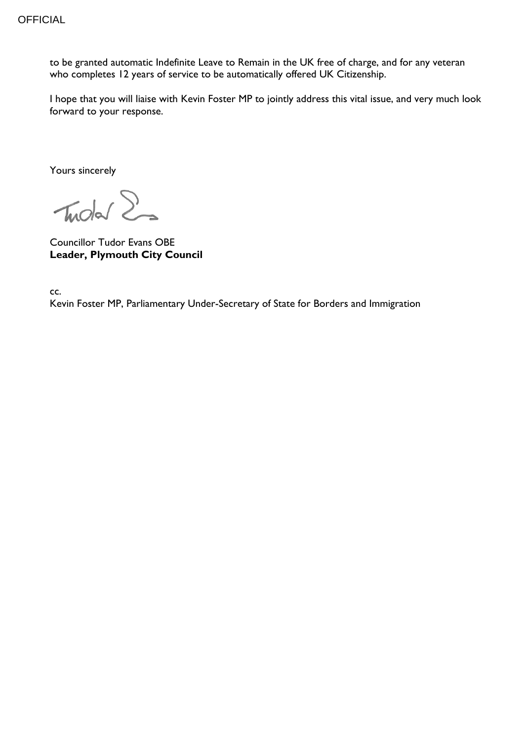to be granted automatic Indefinite Leave to Remain in the UK free of charge, and for any veteran who completes 12 years of service to be automatically offered UK Citizenship.

I hope that you will liaise with Kevin Foster MP to jointly address this vital issue, and very much look forward to your response.

Yours sincerely

Councillor Tudor Evans OBE
**Leader, Plymouth City Council**

cc.
Kevin Foster MP, Parliamentary Under-Secretary of State for Borders and Immigration